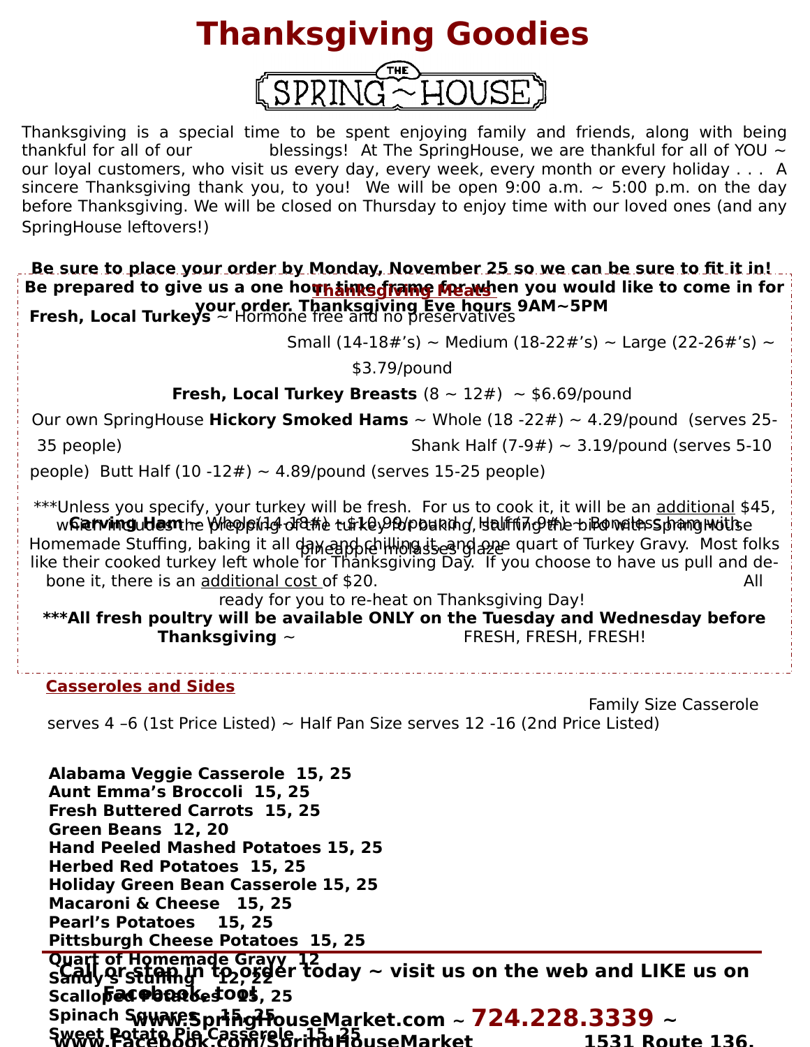# Thanksgiving Goodies

THE SPRING ~ HOUSE

Thanksgiving is a special time to be spent enjoying family and friends, along with being thankful for all of our blessings! At The SpringHouse, we are thankful for all of YOU ~ our loyal customers, who visit us every day, every week, every month or every holiday . . . A sincere Thanksgiving thank you, to you! We will be open 9:00 a.m. ~ 5:00 p.m. on the day before Thanksgiving. We will be closed on Thursday to enjoy time with our loved ones (and any SpringHouse leftovers!)

**Be sure to place your order by Monday, November 25 so we can be sure to fit it in! Be prepared to give us a one hour time frame for when you would like to come in for your order. Thanksgiving Eve hours 9AM~5PM**

## Thanksgiving Meats

**Fresh, Local Turkeys** ~ Hormone free and no preservatives

Small (14-18#'s) ~ Medium (18-22#'s) ~ Large (22-26#'s) ~ $3.79/pound

**Fresh, Local Turkey Breasts** (8 ~ 12#) ~ $6.69/pound

Our own SpringHouse **Hickory Smoked Hams** ~ Whole (18 -22#) ~ 4.29/pound (serves 25-35 people) Shank Half (7-9#) ~ 3.19/pound (serves 5-10 people) Butt Half (10 -12#) ~ 4.89/pound (serves 15-25 people)

**Carving Ham** ~ Whole(14-18#) ~ $10.99/pound / Half(7-9#) ~ Boneless ham with pineapple molasses glaze

***Unless you specify, your turkey will be fresh. For us to cook it, it will be an additional $45, which includes the prepping of the turkey for baking, stuffing the bird with SpringHouse Homemade Stuffing, baking it all day and chilling it, and one quart of Turkey Gravy. Most folks like their cooked turkey left whole for Thanksgiving Day. If you choose to have us pull and debone it, there is an additional cost of $20. All ready for you to re-heat on Thanksgiving Day!

**\*\*\*All fresh poultry will be available ONLY on the Tuesday and Wednesday before Thanksgiving** ~ FRESH, FRESH, FRESH!

## Casseroles and Sides

Family Size Casserole serves 4 –6 (1st Price Listed) ~ Half Pan Size serves 12 -16 (2nd Price Listed)

**Alabama Veggie Casserole 15, 25**
**Aunt Emma's Broccoli 15, 25**
**Fresh Buttered Carrots 15, 25**
**Green Beans 12, 20**
**Hand Peeled Mashed Potatoes 15, 25**
**Herbed Red Potatoes 15, 25**
**Holiday Green Bean Casserole 15, 25**
**Macaroni & Cheese 15, 25**
**Pearl's Potatoes 15, 25**
**Pittsburgh Cheese Potatoes 15, 25**
**Quart of Homemade Gravy 12**
**Sandy's Stuffing 12, 22**
**Scalloped Potatoes 15, 25**
**Spinach Squares 15, 25**
**Sweet Potato Pie Casserole 15, 25**

**Call or stop in to order today ~ visit us on the web and LIKE us on Facebook, too!**

**www.SpringHouseMarket.com ~ 724.228.3339 ~**
**www.Facebook.com/SpringHouseMarket 1531 Route 136,**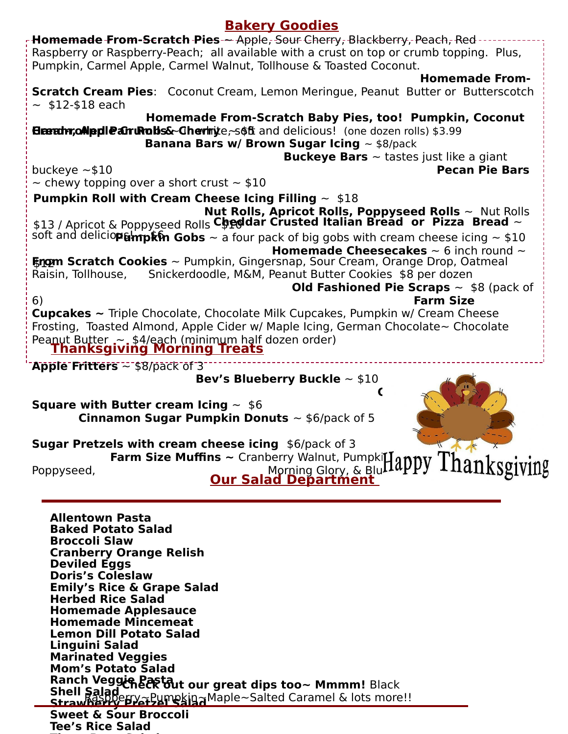## Bakery Goodies

**Homemade From-Scratch Pies ~** Apple, Sour Cherry, Blackberry, Peach, Red Raspberry or Raspberry-Peach; all available with a crust on top or crumb topping. Plus, Pumpkin, Carmel Apple, Carmel Walnut, Tollhouse & Toasted Coconut.

**Homemade From-Scratch Cream Pies**: Coconut Cream, Lemon Meringue, Peanut Butter or Butterscotch ~ $12-$18 each

**Homemade From-Scratch Baby Pies, too! Pumpkin, Coconut Cream, Apple Crumb & Cherry ~ $5**

**Homemade Pan Rolls** ~ white, soft and delicious! (one dozen rolls) $3.99

**Banana Bars w/ Brown Sugar Icing** ~ $8/pack

**Buckeye Bars** ~ tastes just like a giant buckeye ~$10

**Pecan Pie Bars** ~ chewy topping over a short crust ~ $10

**Pumpkin Roll with Cream Cheese Icing Filling** ~ $18

**Nut Rolls, Apricot Rolls, Poppyseed Rolls** ~ Nut Rolls $13 / Apricot & Poppyseed Rolls $10

**Cheddar Crusted Italian Bread or Pizza Bread** ~ soft and delicious ~ $6

**Pumpkin Gobs** ~ a four pack of big gobs with cream cheese icing ~ $10

**Homemade Cheesecakes** ~ 6 inch round ~ $12

**From Scratch Cookies** ~ Pumpkin, Gingersnap, Sour Cream, Orange Drop, Oatmeal Raisin, Tollhouse, Snickerdoodle, M&M, Peanut Butter Cookies $8 per dozen

**Old Fashioned Pie Scraps** ~ $8 (pack of 6)

**Farm Size Cupcakes ~** Triple Chocolate, Chocolate Milk Cupcakes, Pumpkin w/ Cream Cheese Frosting, Toasted Almond, Apple Cider w/ Maple Icing, German Chocolate~ Chocolate Peanut Butter ~ $4/each (minimum half dozen order)

## Thanksgiving Morning Treats

**Apple Fritters** ~ $8/pack of 3

**Bev's Blueberry Buckle** ~ $10

**C**

**Square with Butter cream Icing** ~ $6

**Cinnamon Sugar Pumpkin Donuts** ~ $6/pack of 5

**Sugar Pretzels with cream cheese icing** $6/pack of 3

**Farm Size Muffins ~** Cranberry Walnut, Pumpki Poppyseed, Morning Glory, & Blu

Happy Thanksgiving

## Our Salad Department

**Allentown Pasta**
**Baked Potato Salad**
**Broccoli Slaw**
**Cranberry Orange Relish**
**Deviled Eggs**
**Doris's Coleslaw**
**Emily's Rice & Grape Salad**
**Herbed Rice Salad**
**Homemade Applesauce**
**Homemade Mincemeat**
**Lemon Dill Potato Salad**
**Linguini Salad**
**Marinated Veggies**
**Mom's Potato Salad**
**Ranch Veggie Pasta**
**Shell Salad**
**Strawberry Pretzel Salad**
**Sweet & Sour Broccoli**
**Tee's Rice Salad**

**Check out our great dips too~ Mmmm!** Black Raspberry~Pumpkin~Maple~Salted Caramel & lots more!!